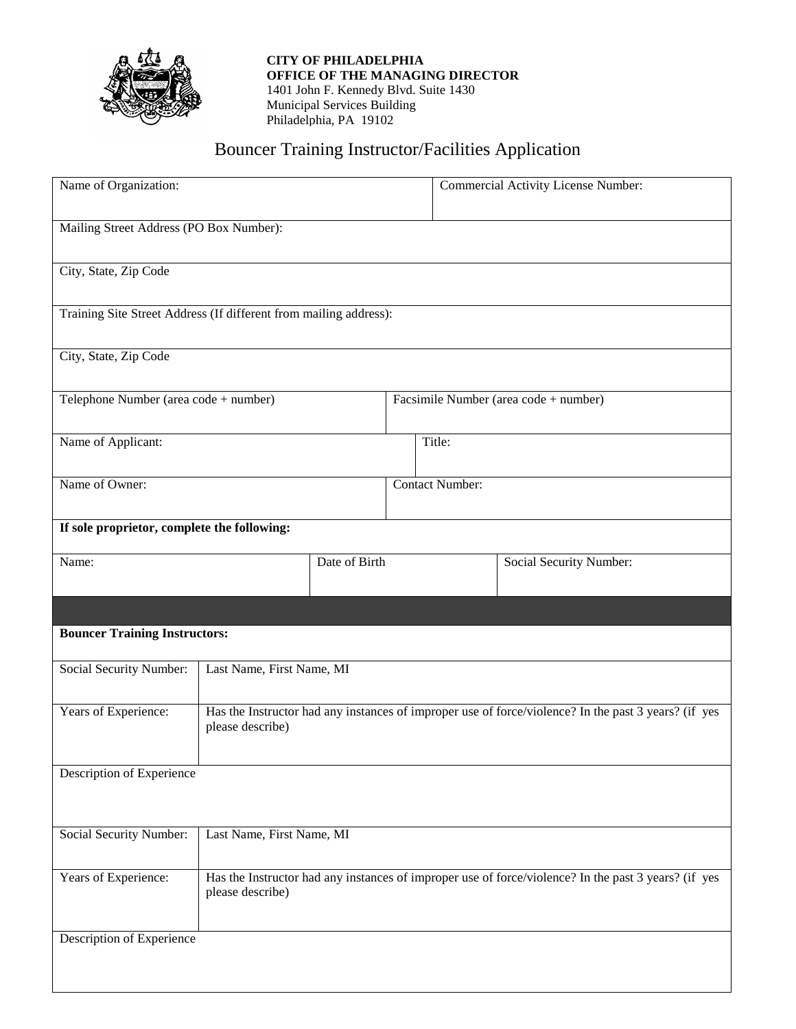**CITY OF PHILADELPHIA**
**OFFICE OF THE MANAGING DIRECTOR**
1401 John F. Kennedy Blvd. Suite 1430
Municipal Services Building
Philadelphia, PA 19102

# Bouncer Training Instructor/Facilities Application

| Name of Organization: | Commercial Activity License Number: |
|---|---|
| Mailing Street Address (PO Box Number): | |
| City, State, Zip Code | |
| Training Site Street Address (If different from mailing address): | |
| City, State, Zip Code | |
| Telephone Number (area code + number) | Facsimile Number (area code + number) |
| Name of Applicant: | Title: |
| Name of Owner: | Contact Number: |

**If sole proprietor, complete the following:**

| Name: | Date of Birth | Social Security Number: |
|---|---|---|
| | | |

**Bouncer Training Instructors:**

| Social Security Number: | Last Name, First Name, MI |
|---|---|
| Years of Experience: | Has the Instructor had any instances of improper use of force/violence? In the past 3 years? (if yes please describe) |
| Description of Experience | |
| Social Security Number: | Last Name, First Name, MI |
| Years of Experience: | Has the Instructor had any instances of improper use of force/violence? In the past 3 years? (if yes please describe) |
| Description of Experience | |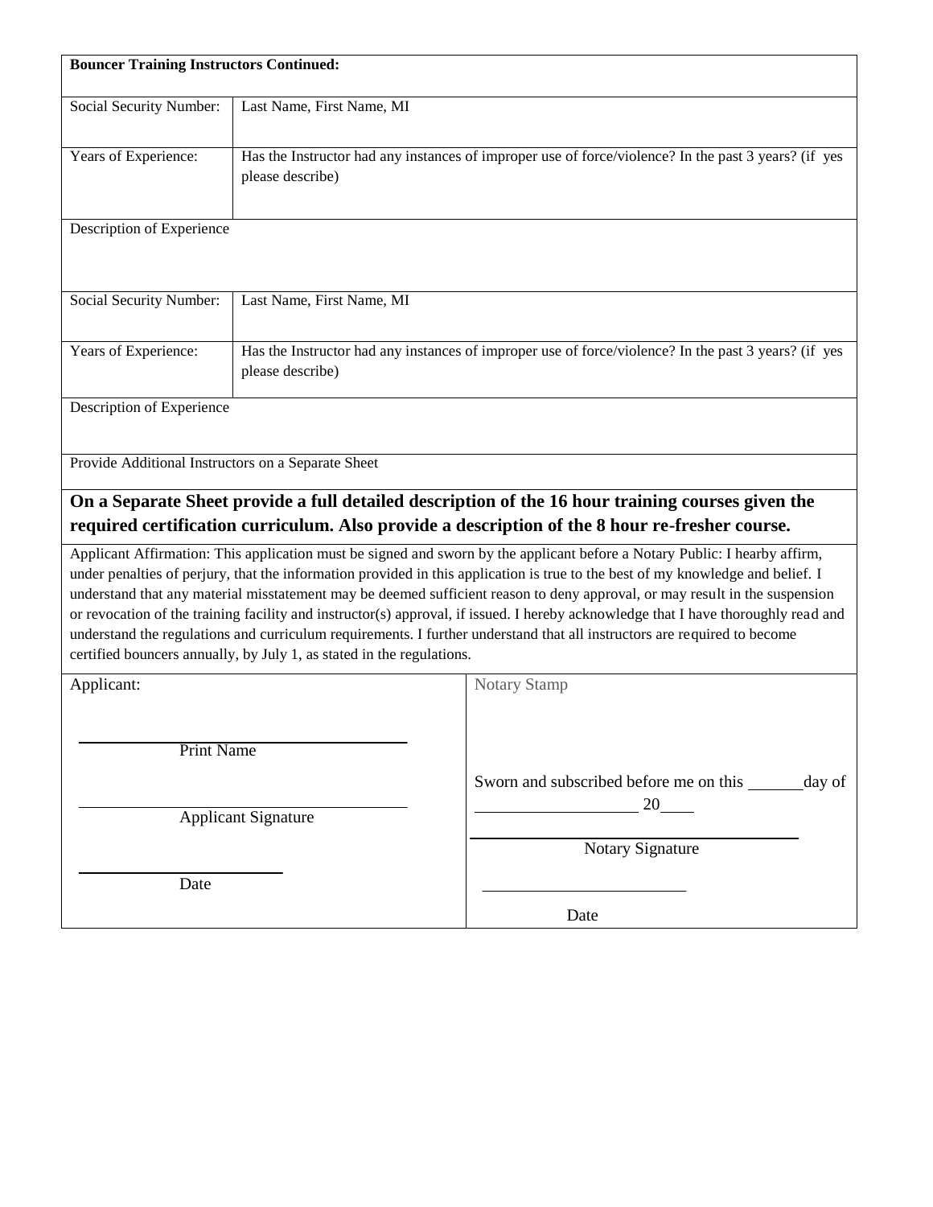**Bouncer Training Instructors Continued:**

| | |
|---|---|
| Social Security Number: | Last Name, First Name, MI |
| Years of Experience: | Has the Instructor had any instances of improper use of force/violence? In the past 3 years? (if yes please describe) |
| Description of Experience | |
| Social Security Number: | Last Name, First Name, MI |
| Years of Experience: | Has the Instructor had any instances of improper use of force/violence? In the past 3 years? (if yes please describe) |
| Description of Experience | |

Provide Additional Instructors on a Separate Sheet

**On a Separate Sheet provide a full detailed description of the 16 hour training courses given the required certification curriculum. Also provide a description of the 8 hour re-fresher course.**

Applicant Affirmation: This application must be signed and sworn by the applicant before a Notary Public: I hearby affirm, under penalties of perjury, that the information provided in this application is true to the best of my knowledge and belief. I understand that any material misstatement may be deemed sufficient reason to deny approval, or may result in the suspension or revocation of the training facility and instructor(s) approval, if issued. I hereby acknowledge that I have thoroughly read and understand the regulations and curriculum requirements. I further understand that all instructors are required to become certified bouncers annually, by July 1, as stated in the regulations.

| Applicant: | Notary Stamp |
|---|---|
| ______________________<br>Print Name | |
| ______________________<br>Applicant Signature | Sworn and subscribed before me on this ______day of __________________ 20____ |
| ______________________<br>Date | ______________________<br>Notary Signature<br><br>______________________<br>Date |